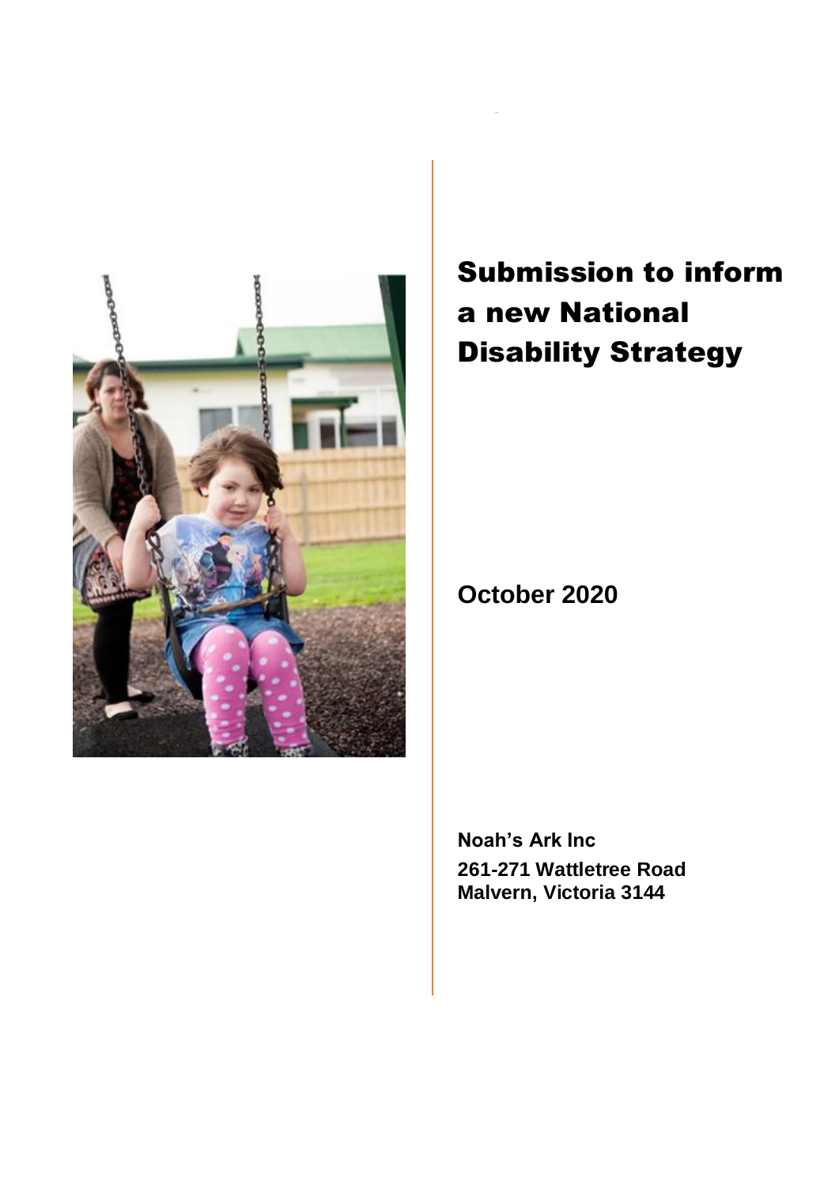# Submission to inform a new National Disability Strategy

**October 2020**

**Noah's Ark Inc**
**261-271 Wattletree Road**
**Malvern, Victoria 3144**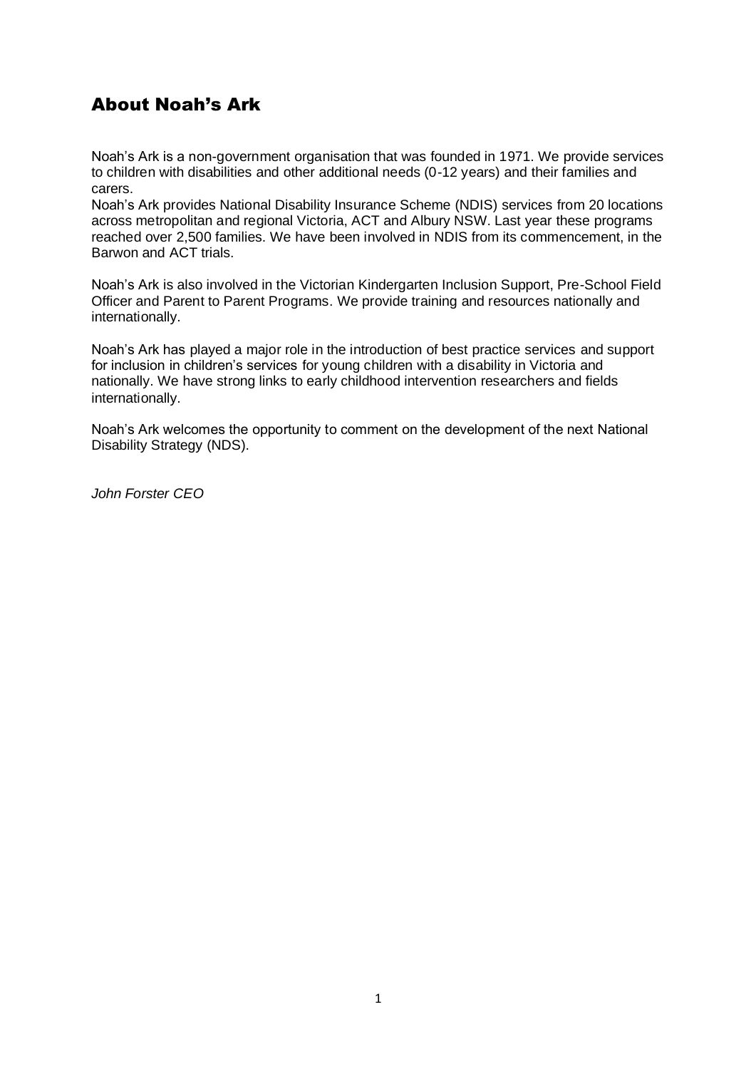## About Noah's Ark

Noah's Ark is a non-government organisation that was founded in 1971. We provide services to children with disabilities and other additional needs (0-12 years) and their families and carers.
Noah's Ark provides National Disability Insurance Scheme (NDIS) services from 20 locations across metropolitan and regional Victoria, ACT and Albury NSW. Last year these programs reached over 2,500 families. We have been involved in NDIS from its commencement, in the Barwon and ACT trials.

Noah's Ark is also involved in the Victorian Kindergarten Inclusion Support, Pre-School Field Officer and Parent to Parent Programs. We provide training and resources nationally and internationally.

Noah's Ark has played a major role in the introduction of best practice services and support for inclusion in children's services for young children with a disability in Victoria and nationally. We have strong links to early childhood intervention researchers and fields internationally.

Noah's Ark welcomes the opportunity to comment on the development of the next National Disability Strategy (NDS).

*John Forster CEO*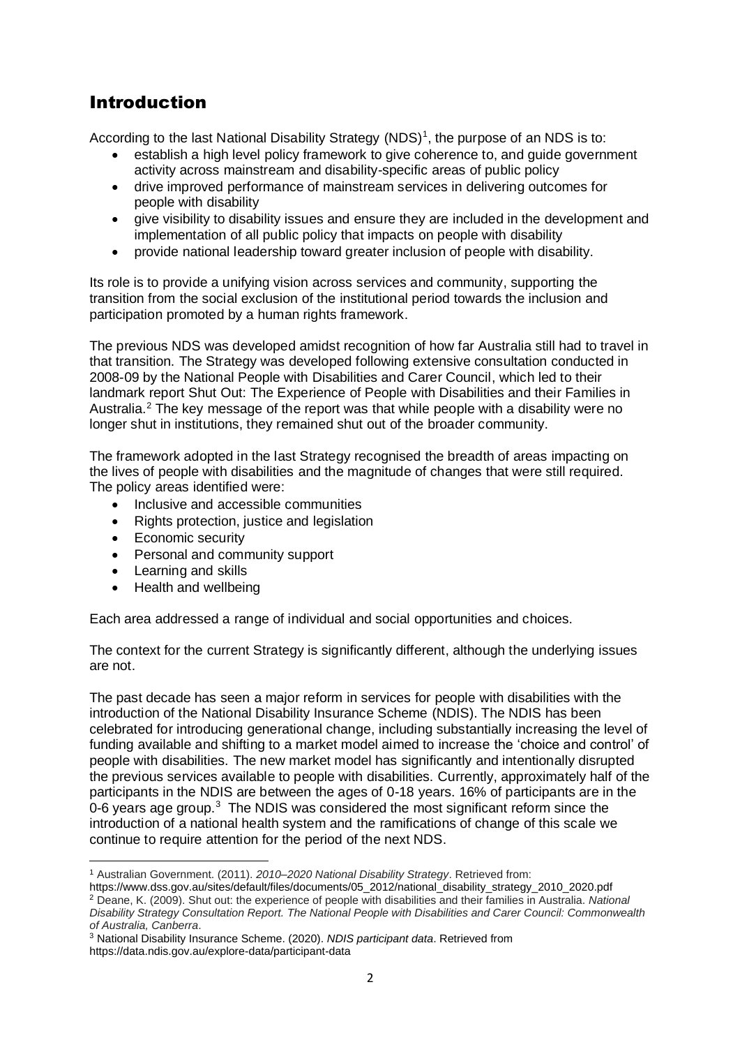# Introduction

According to the last National Disability Strategy (NDS)[1], the purpose of an NDS is to:

- establish a high level policy framework to give coherence to, and guide government activity across mainstream and disability-specific areas of public policy
- drive improved performance of mainstream services in delivering outcomes for people with disability
- give visibility to disability issues and ensure they are included in the development and implementation of all public policy that impacts on people with disability
- provide national leadership toward greater inclusion of people with disability.

Its role is to provide a unifying vision across services and community, supporting the transition from the social exclusion of the institutional period towards the inclusion and participation promoted by a human rights framework.

The previous NDS was developed amidst recognition of how far Australia still had to travel in that transition. The Strategy was developed following extensive consultation conducted in 2008-09 by the National People with Disabilities and Carer Council, which led to their landmark report Shut Out: The Experience of People with Disabilities and their Families in Australia.[2] The key message of the report was that while people with a disability were no longer shut in institutions, they remained shut out of the broader community.

The framework adopted in the last Strategy recognised the breadth of areas impacting on the lives of people with disabilities and the magnitude of changes that were still required. The policy areas identified were:

- Inclusive and accessible communities
- Rights protection, justice and legislation
- Economic security
- Personal and community support
- Learning and skills
- Health and wellbeing

Each area addressed a range of individual and social opportunities and choices.

The context for the current Strategy is significantly different, although the underlying issues are not.

The past decade has seen a major reform in services for people with disabilities with the introduction of the National Disability Insurance Scheme (NDIS). The NDIS has been celebrated for introducing generational change, including substantially increasing the level of funding available and shifting to a market model aimed to increase the 'choice and control' of people with disabilities. The new market model has significantly and intentionally disrupted the previous services available to people with disabilities. Currently, approximately half of the participants in the NDIS are between the ages of 0-18 years. 16% of participants are in the 0-6 years age group.[3] The NDIS was considered the most significant reform since the introduction of a national health system and the ramifications of change of this scale we continue to require attention for the period of the next NDS.

---

[1] Australian Government. (2011). *2010–2020 National Disability Strategy*. Retrieved from: https://www.dss.gov.au/sites/default/files/documents/05_2012/national_disability_strategy_2010_2020.pdf

[2] Deane, K. (2009). Shut out: the experience of people with disabilities and their families in Australia. *National Disability Strategy Consultation Report. The National People with Disabilities and Carer Council: Commonwealth of Australia, Canberra*.

[3] National Disability Insurance Scheme. (2020). *NDIS participant data*. Retrieved from https://data.ndis.gov.au/explore-data/participant-data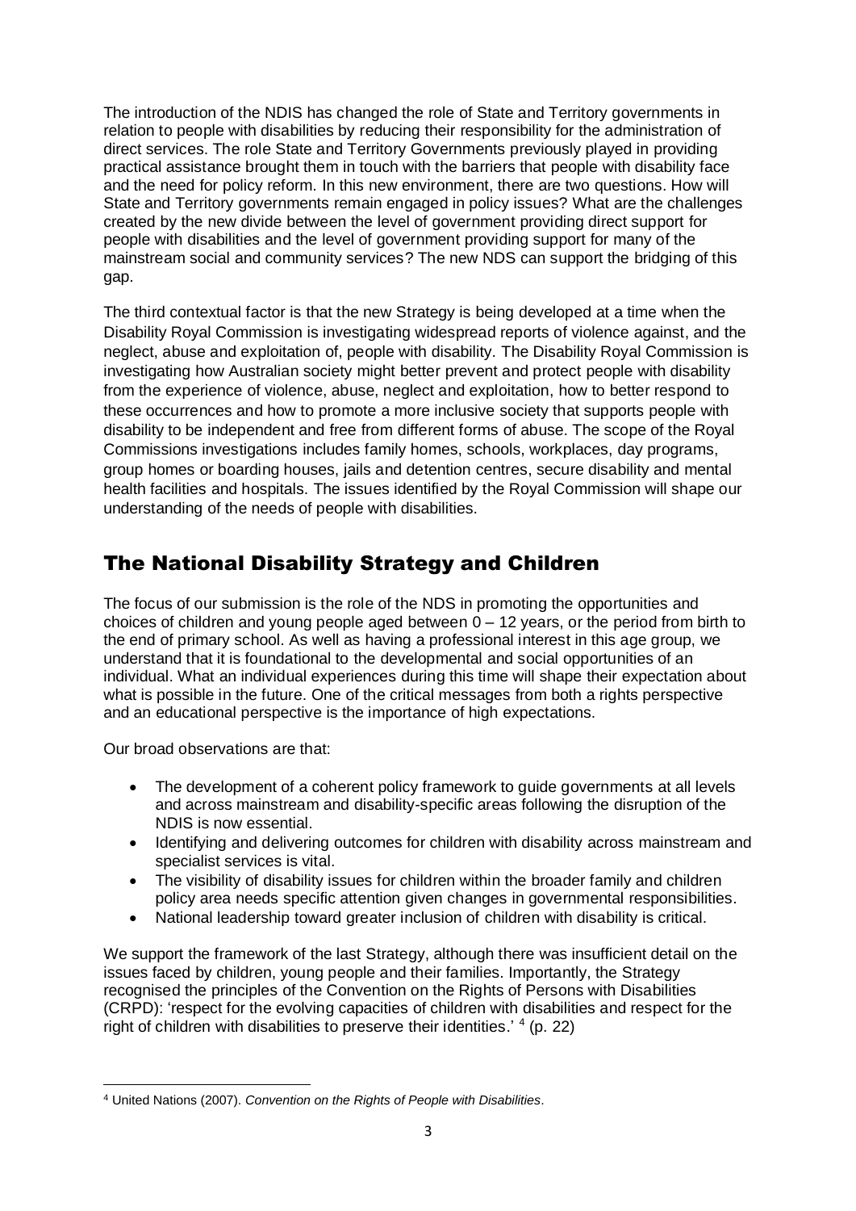The introduction of the NDIS has changed the role of State and Territory governments in relation to people with disabilities by reducing their responsibility for the administration of direct services. The role State and Territory Governments previously played in providing practical assistance brought them in touch with the barriers that people with disability face and the need for policy reform. In this new environment, there are two questions. How will State and Territory governments remain engaged in policy issues? What are the challenges created by the new divide between the level of government providing direct support for people with disabilities and the level of government providing support for many of the mainstream social and community services? The new NDS can support the bridging of this gap.

The third contextual factor is that the new Strategy is being developed at a time when the Disability Royal Commission is investigating widespread reports of violence against, and the neglect, abuse and exploitation of, people with disability. The Disability Royal Commission is investigating how Australian society might better prevent and protect people with disability from the experience of violence, abuse, neglect and exploitation, how to better respond to these occurrences and how to promote a more inclusive society that supports people with disability to be independent and free from different forms of abuse. The scope of the Royal Commissions investigations includes family homes, schools, workplaces, day programs, group homes or boarding houses, jails and detention centres, secure disability and mental health facilities and hospitals. The issues identified by the Royal Commission will shape our understanding of the needs of people with disabilities.

## The National Disability Strategy and Children

The focus of our submission is the role of the NDS in promoting the opportunities and choices of children and young people aged between 0 – 12 years, or the period from birth to the end of primary school. As well as having a professional interest in this age group, we understand that it is foundational to the developmental and social opportunities of an individual. What an individual experiences during this time will shape their expectation about what is possible in the future. One of the critical messages from both a rights perspective and an educational perspective is the importance of high expectations.

Our broad observations are that:

- The development of a coherent policy framework to guide governments at all levels and across mainstream and disability-specific areas following the disruption of the NDIS is now essential.
- Identifying and delivering outcomes for children with disability across mainstream and specialist services is vital.
- The visibility of disability issues for children within the broader family and children policy area needs specific attention given changes in governmental responsibilities.
- National leadership toward greater inclusion of children with disability is critical.

We support the framework of the last Strategy, although there was insufficient detail on the issues faced by children, young people and their families. Importantly, the Strategy recognised the principles of the Convention on the Rights of Persons with Disabilities (CRPD): 'respect for the evolving capacities of children with disabilities and respect for the right of children with disabilities to preserve their identities.' [4] (p. 22)

---

[4] United Nations (2007). *Convention on the Rights of People with Disabilities*.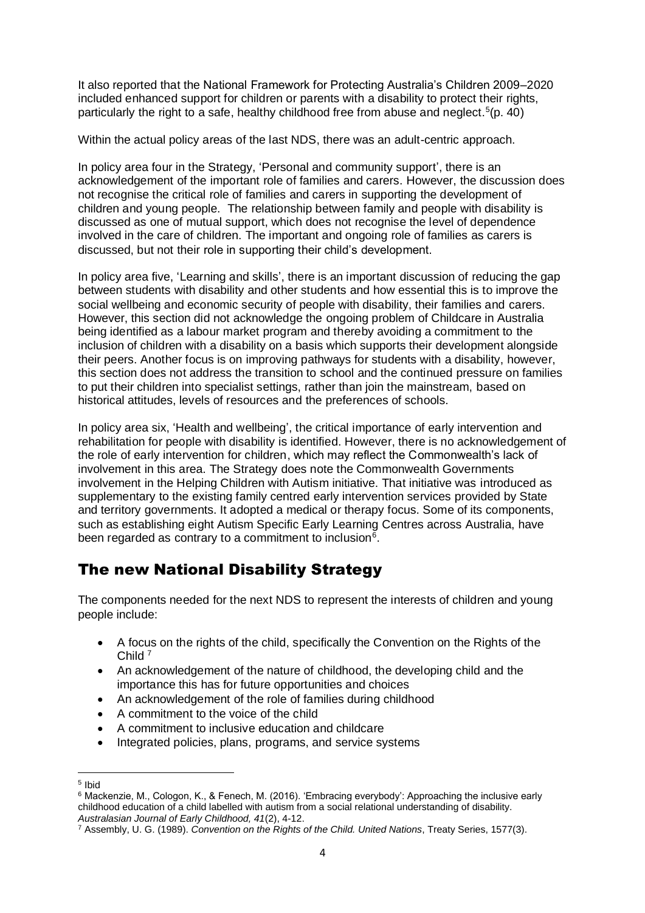It also reported that the National Framework for Protecting Australia's Children 2009–2020 included enhanced support for children or parents with a disability to protect their rights, particularly the right to a safe, healthy childhood free from abuse and neglect.[5](p. 40)

Within the actual policy areas of the last NDS, there was an adult-centric approach.

In policy area four in the Strategy, 'Personal and community support', there is an acknowledgement of the important role of families and carers. However, the discussion does not recognise the critical role of families and carers in supporting the development of children and young people. The relationship between family and people with disability is discussed as one of mutual support, which does not recognise the level of dependence involved in the care of children. The important and ongoing role of families as carers is discussed, but not their role in supporting their child's development.

In policy area five, 'Learning and skills', there is an important discussion of reducing the gap between students with disability and other students and how essential this is to improve the social wellbeing and economic security of people with disability, their families and carers. However, this section did not acknowledge the ongoing problem of Childcare in Australia being identified as a labour market program and thereby avoiding a commitment to the inclusion of children with a disability on a basis which supports their development alongside their peers. Another focus is on improving pathways for students with a disability, however, this section does not address the transition to school and the continued pressure on families to put their children into specialist settings, rather than join the mainstream, based on historical attitudes, levels of resources and the preferences of schools.

In policy area six, 'Health and wellbeing', the critical importance of early intervention and rehabilitation for people with disability is identified. However, there is no acknowledgement of the role of early intervention for children, which may reflect the Commonwealth's lack of involvement in this area. The Strategy does note the Commonwealth Governments involvement in the Helping Children with Autism initiative. That initiative was introduced as supplementary to the existing family centred early intervention services provided by State and territory governments. It adopted a medical or therapy focus. Some of its components, such as establishing eight Autism Specific Early Learning Centres across Australia, have been regarded as contrary to a commitment to inclusion[6].

## The new National Disability Strategy

The components needed for the next NDS to represent the interests of children and young people include:

- A focus on the rights of the child, specifically the Convention on the Rights of the Child [7]
- An acknowledgement of the nature of childhood, the developing child and the importance this has for future opportunities and choices
- An acknowledgement of the role of families during childhood
- A commitment to the voice of the child
- A commitment to inclusive education and childcare
- Integrated policies, plans, programs, and service systems

---

[5] Ibid

[6] Mackenzie, M., Cologon, K., & Fenech, M. (2016). 'Embracing everybody': Approaching the inclusive early childhood education of a child labelled with autism from a social relational understanding of disability. *Australasian Journal of Early Childhood, 41*(2), 4-12.

[7] Assembly, U. G. (1989). *Convention on the Rights of the Child. United Nations*, Treaty Series, 1577(3).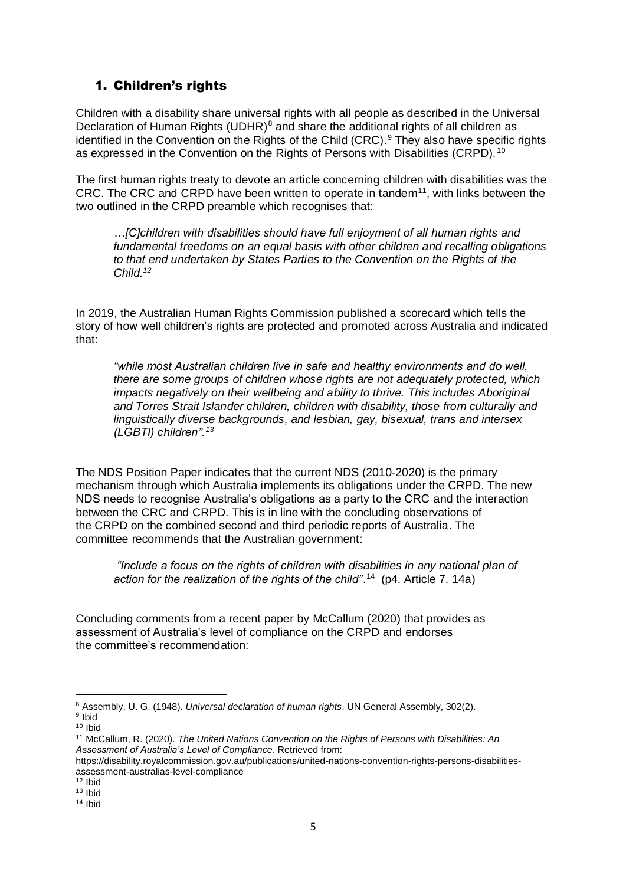## 1. Children's rights

Children with a disability share universal rights with all people as described in the Universal Declaration of Human Rights (UDHR)[8] and share the additional rights of all children as identified in the Convention on the Rights of the Child (CRC).[9] They also have specific rights as expressed in the Convention on the Rights of Persons with Disabilities (CRPD).[10]

The first human rights treaty to devote an article concerning children with disabilities was the CRC. The CRC and CRPD have been written to operate in tandem[11], with links between the two outlined in the CRPD preamble which recognises that:

> *…[C]children with disabilities should have full enjoyment of all human rights and fundamental freedoms on an equal basis with other children and recalling obligations to that end undertaken by States Parties to the Convention on the Rights of the Child.[12]*

In 2019, the Australian Human Rights Commission published a scorecard which tells the story of how well children's rights are protected and promoted across Australia and indicated that:

> *"while most Australian children live in safe and healthy environments and do well, there are some groups of children whose rights are not adequately protected, which impacts negatively on their wellbeing and ability to thrive. This includes Aboriginal and Torres Strait Islander children, children with disability, those from culturally and linguistically diverse backgrounds, and lesbian, gay, bisexual, trans and intersex (LGBTI) children".[13]*

The NDS Position Paper indicates that the current NDS (2010-2020) is the primary mechanism through which Australia implements its obligations under the CRPD. The new NDS needs to recognise Australia's obligations as a party to the CRC and the interaction between the CRC and CRPD. This is in line with the concluding observations of the CRPD on the combined second and third periodic reports of Australia. The committee recommends that the Australian government:

> *"Include a focus on the rights of children with disabilities in any national plan of action for the realization of the rights of the child"*.[14] (p4. Article 7. 14a)

Concluding comments from a recent paper by McCallum (2020) that provides as assessment of Australia's level of compliance on the CRPD and endorses the committee's recommendation:

---

[8] Assembly, U. G. (1948). *Universal declaration of human rights*. UN General Assembly, 302(2).

[9] Ibid

[10] Ibid

[11] McCallum, R. (2020). *The United Nations Convention on the Rights of Persons with Disabilities: An Assessment of Australia's Level of Compliance*. Retrieved from: https://disability.royalcommission.gov.au/publications/united-nations-convention-rights-persons-disabilities-assessment-australias-level-compliance

[12] Ibid

[13] Ibid

[14] Ibid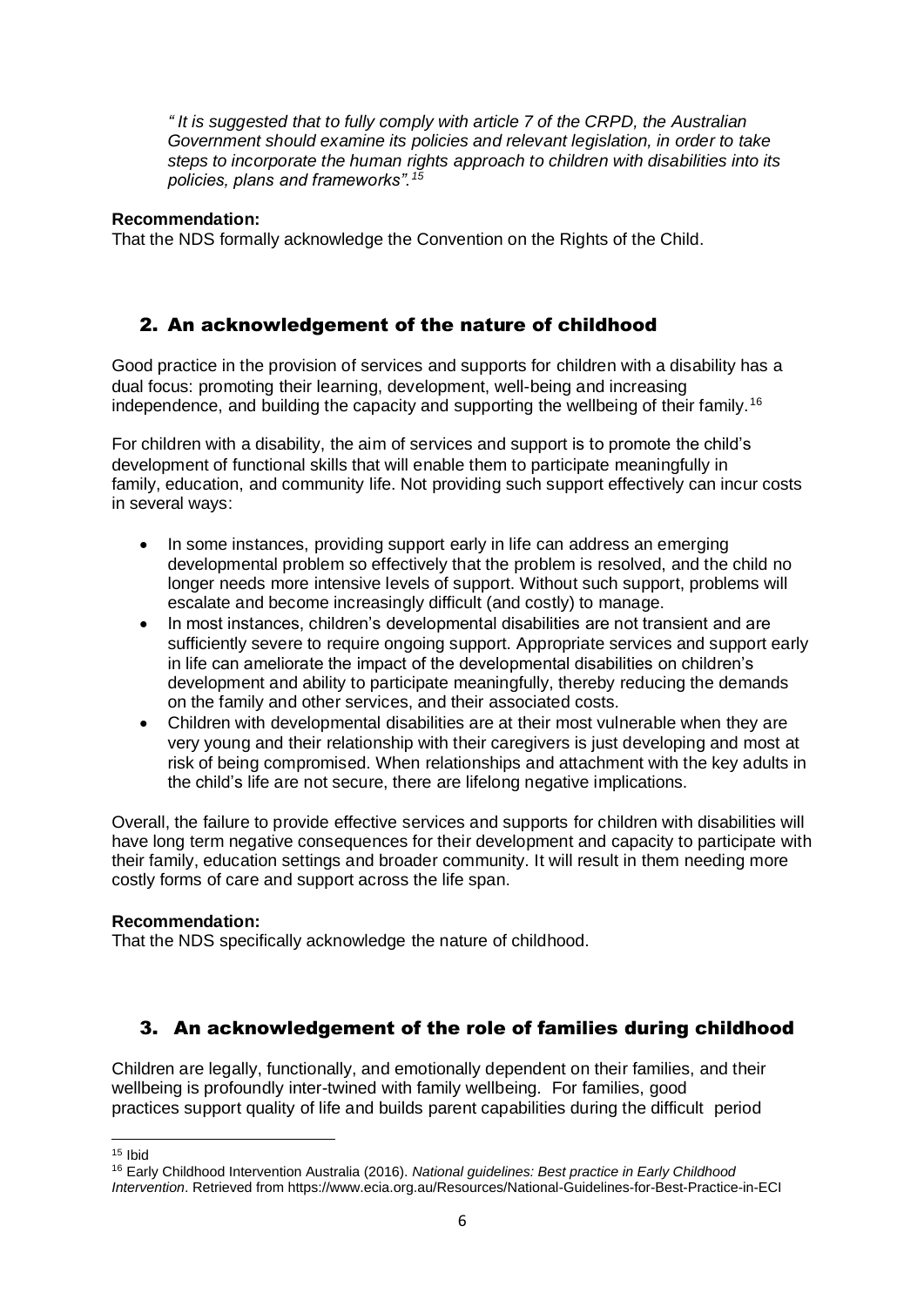*" It is suggested that to fully comply with article 7 of the CRPD, the Australian Government should examine its policies and relevant legislation, in order to take steps to incorporate the human rights approach to children with disabilities into its policies, plans and frameworks".*[15]

**Recommendation:**
That the NDS formally acknowledge the Convention on the Rights of the Child.

## 2. An acknowledgement of the nature of childhood

Good practice in the provision of services and supports for children with a disability has a dual focus: promoting their learning, development, well-being and increasing independence, and building the capacity and supporting the wellbeing of their family.[16]

For children with a disability, the aim of services and support is to promote the child's development of functional skills that will enable them to participate meaningfully in family, education, and community life. Not providing such support effectively can incur costs in several ways:

- In some instances, providing support early in life can address an emerging developmental problem so effectively that the problem is resolved, and the child no longer needs more intensive levels of support. Without such support, problems will escalate and become increasingly difficult (and costly) to manage.
- In most instances, children's developmental disabilities are not transient and are sufficiently severe to require ongoing support. Appropriate services and support early in life can ameliorate the impact of the developmental disabilities on children's development and ability to participate meaningfully, thereby reducing the demands on the family and other services, and their associated costs.
- Children with developmental disabilities are at their most vulnerable when they are very young and their relationship with their caregivers is just developing and most at risk of being compromised. When relationships and attachment with the key adults in the child's life are not secure, there are lifelong negative implications.

Overall, the failure to provide effective services and supports for children with disabilities will have long term negative consequences for their development and capacity to participate with their family, education settings and broader community. It will result in them needing more costly forms of care and support across the life span.

**Recommendation:**
That the NDS specifically acknowledge the nature of childhood.

## 3. An acknowledgement of the role of families during childhood

Children are legally, functionally, and emotionally dependent on their families, and their wellbeing is profoundly inter-twined with family wellbeing. For families, good practices support quality of life and builds parent capabilities during the difficult period

---

[15] Ibid

[16] Early Childhood Intervention Australia (2016). *National guidelines: Best practice in Early Childhood Intervention*. Retrieved from https://www.ecia.org.au/Resources/National-Guidelines-for-Best-Practice-in-ECI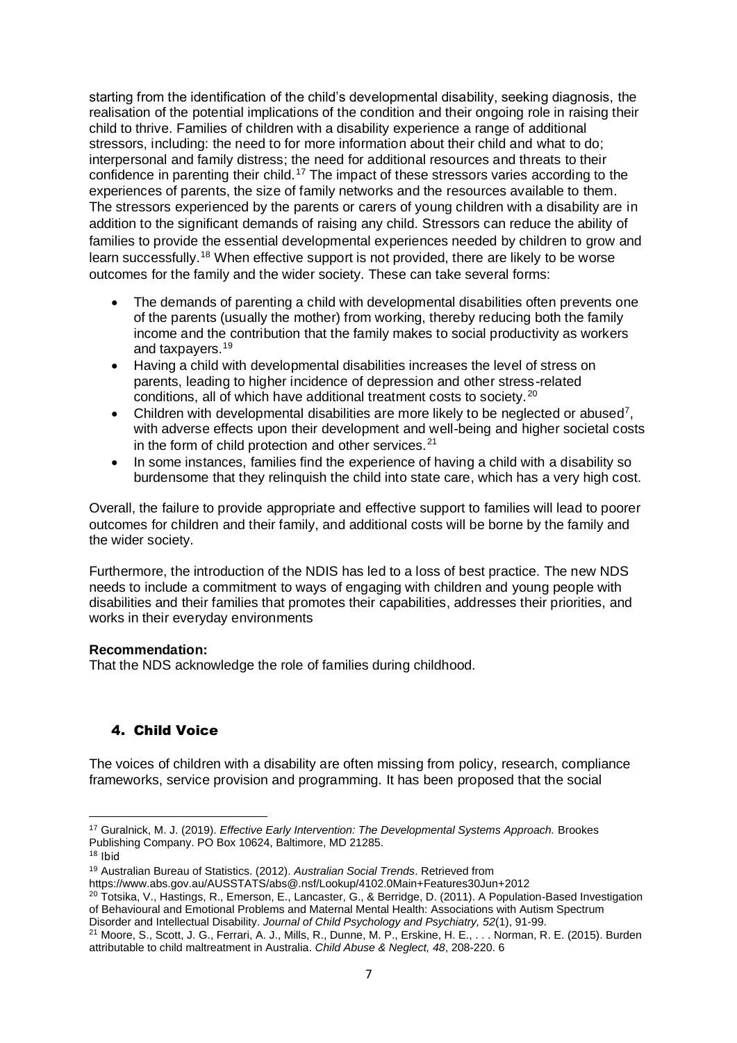starting from the identification of the child's developmental disability, seeking diagnosis, the realisation of the potential implications of the condition and their ongoing role in raising their child to thrive. Families of children with a disability experience a range of additional stressors, including: the need to for more information about their child and what to do; interpersonal and family distress; the need for additional resources and threats to their confidence in parenting their child.[17] The impact of these stressors varies according to the experiences of parents, the size of family networks and the resources available to them. The stressors experienced by the parents or carers of young children with a disability are in addition to the significant demands of raising any child. Stressors can reduce the ability of families to provide the essential developmental experiences needed by children to grow and learn successfully.[18] When effective support is not provided, there are likely to be worse outcomes for the family and the wider society. These can take several forms:

- The demands of parenting a child with developmental disabilities often prevents one of the parents (usually the mother) from working, thereby reducing both the family income and the contribution that the family makes to social productivity as workers and taxpayers.[19]
- Having a child with developmental disabilities increases the level of stress on parents, leading to higher incidence of depression and other stress-related conditions, all of which have additional treatment costs to society.[20]
- Children with developmental disabilities are more likely to be neglected or abused[7], with adverse effects upon their development and well-being and higher societal costs in the form of child protection and other services.[21]
- In some instances, families find the experience of having a child with a disability so burdensome that they relinquish the child into state care, which has a very high cost.

Overall, the failure to provide appropriate and effective support to families will lead to poorer outcomes for children and their family, and additional costs will be borne by the family and the wider society.

Furthermore, the introduction of the NDIS has led to a loss of best practice. The new NDS needs to include a commitment to ways of engaging with children and young people with disabilities and their families that promotes their capabilities, addresses their priorities, and works in their everyday environments

**Recommendation:**
That the NDS acknowledge the role of families during childhood.

## 4. Child Voice

The voices of children with a disability are often missing from policy, research, compliance frameworks, service provision and programming. It has been proposed that the social

---

[17] Guralnick, M. J. (2019). *Effective Early Intervention: The Developmental Systems Approach.* Brookes Publishing Company. PO Box 10624, Baltimore, MD 21285.

[18] Ibid

[19] Australian Bureau of Statistics. (2012). *Australian Social Trends*. Retrieved from https://www.abs.gov.au/AUSSTATS/abs@.nsf/Lookup/4102.0Main+Features30Jun+2012

[20] Totsika, V., Hastings, R., Emerson, E., Lancaster, G., & Berridge, D. (2011). A Population-Based Investigation of Behavioural and Emotional Problems and Maternal Mental Health: Associations with Autism Spectrum Disorder and Intellectual Disability. *Journal of Child Psychology and Psychiatry, 52*(1), 91-99.

[21] Moore, S., Scott, J. G., Ferrari, A. J., Mills, R., Dunne, M. P., Erskine, H. E., . . . Norman, R. E. (2015). Burden attributable to child maltreatment in Australia. *Child Abuse & Neglect, 48*, 208-220. 6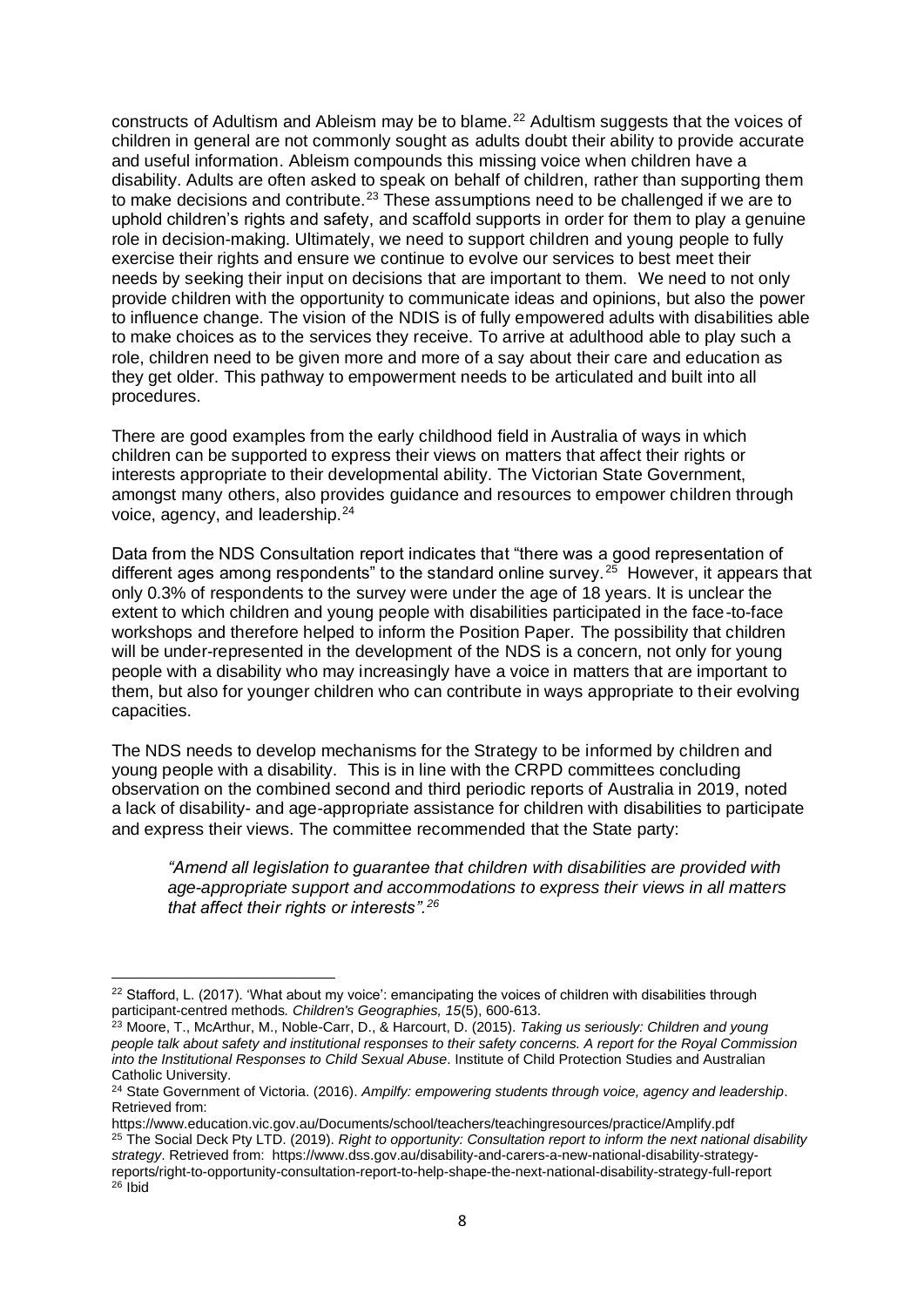constructs of Adultism and Ableism may be to blame.[22] Adultism suggests that the voices of children in general are not commonly sought as adults doubt their ability to provide accurate and useful information. Ableism compounds this missing voice when children have a disability. Adults are often asked to speak on behalf of children, rather than supporting them to make decisions and contribute.[23] These assumptions need to be challenged if we are to uphold children's rights and safety, and scaffold supports in order for them to play a genuine role in decision-making. Ultimately, we need to support children and young people to fully exercise their rights and ensure we continue to evolve our services to best meet their needs by seeking their input on decisions that are important to them. We need to not only provide children with the opportunity to communicate ideas and opinions, but also the power to influence change. The vision of the NDIS is of fully empowered adults with disabilities able to make choices as to the services they receive. To arrive at adulthood able to play such a role, children need to be given more and more of a say about their care and education as they get older. This pathway to empowerment needs to be articulated and built into all procedures.

There are good examples from the early childhood field in Australia of ways in which children can be supported to express their views on matters that affect their rights or interests appropriate to their developmental ability. The Victorian State Government, amongst many others, also provides guidance and resources to empower children through voice, agency, and leadership.[24]

Data from the NDS Consultation report indicates that "there was a good representation of different ages among respondents" to the standard online survey.[25] However, it appears that only 0.3% of respondents to the survey were under the age of 18 years. It is unclear the extent to which children and young people with disabilities participated in the face-to-face workshops and therefore helped to inform the Position Paper. The possibility that children will be under-represented in the development of the NDS is a concern, not only for young people with a disability who may increasingly have a voice in matters that are important to them, but also for younger children who can contribute in ways appropriate to their evolving capacities.

The NDS needs to develop mechanisms for the Strategy to be informed by children and young people with a disability. This is in line with the CRPD committees concluding observation on the combined second and third periodic reports of Australia in 2019, noted a lack of disability- and age-appropriate assistance for children with disabilities to participate and express their views. The committee recommended that the State party:

> *"Amend all legislation to guarantee that children with disabilities are provided with age-appropriate support and accommodations to express their views in all matters that affect their rights or interests".[26]*

---

[22] Stafford, L. (2017). 'What about my voice': emancipating the voices of children with disabilities through participant-centred methods. *Children's Geographies, 15*(5), 600-613.

[23] Moore, T., McArthur, M., Noble-Carr, D., & Harcourt, D. (2015). *Taking us seriously: Children and young people talk about safety and institutional responses to their safety concerns. A report for the Royal Commission into the Institutional Responses to Child Sexual Abuse*. Institute of Child Protection Studies and Australian Catholic University.

[24] State Government of Victoria. (2016). *Ampilfy: empowering students through voice, agency and leadership*. Retrieved from: https://www.education.vic.gov.au/Documents/school/teachers/teachingresources/practice/Amplify.pdf

[25] The Social Deck Pty LTD. (2019). *Right to opportunity: Consultation report to inform the next national disability strategy*. Retrieved from: https://www.dss.gov.au/disability-and-carers-a-new-national-disability-strategy-reports/right-to-opportunity-consultation-report-to-help-shape-the-next-national-disability-strategy-full-report

[26] Ibid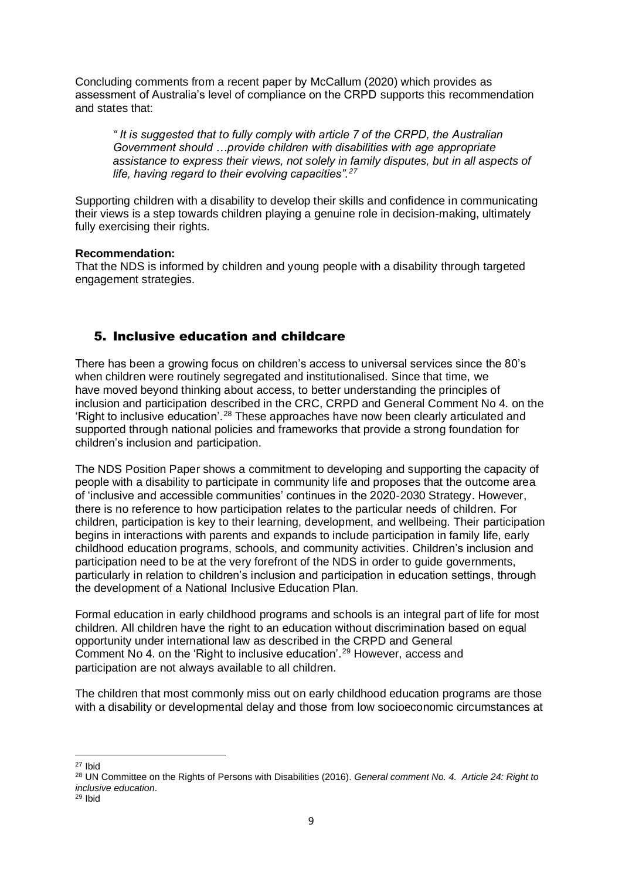Concluding comments from a recent paper by McCallum (2020) which provides as assessment of Australia's level of compliance on the CRPD supports this recommendation and states that:

> *" It is suggested that to fully comply with article 7 of the CRPD, the Australian Government should …provide children with disabilities with age appropriate assistance to express their views, not solely in family disputes, but in all aspects of life, having regard to their evolving capacities".[27]*

Supporting children with a disability to develop their skills and confidence in communicating their views is a step towards children playing a genuine role in decision-making, ultimately fully exercising their rights.

**Recommendation:**

That the NDS is informed by children and young people with a disability through targeted engagement strategies.

## 5. Inclusive education and childcare

There has been a growing focus on children's access to universal services since the 80's when children were routinely segregated and institutionalised. Since that time, we have moved beyond thinking about access, to better understanding the principles of inclusion and participation described in the CRC, CRPD and General Comment No 4. on the 'Right to inclusive education'.[28] These approaches have now been clearly articulated and supported through national policies and frameworks that provide a strong foundation for children's inclusion and participation.

The NDS Position Paper shows a commitment to developing and supporting the capacity of people with a disability to participate in community life and proposes that the outcome area of 'inclusive and accessible communities' continues in the 2020-2030 Strategy. However, there is no reference to how participation relates to the particular needs of children. For children, participation is key to their learning, development, and wellbeing. Their participation begins in interactions with parents and expands to include participation in family life, early childhood education programs, schools, and community activities. Children's inclusion and participation need to be at the very forefront of the NDS in order to guide governments, particularly in relation to children's inclusion and participation in education settings, through the development of a National Inclusive Education Plan.

Formal education in early childhood programs and schools is an integral part of life for most children. All children have the right to an education without discrimination based on equal opportunity under international law as described in the CRPD and General Comment No 4. on the 'Right to inclusive education'.[29] However, access and participation are not always available to all children.

The children that most commonly miss out on early childhood education programs are those with a disability or developmental delay and those from low socioeconomic circumstances at

---

[27] Ibid

[28] UN Committee on the Rights of Persons with Disabilities (2016). *General comment No. 4. Article 24: Right to inclusive education*.

[29] Ibid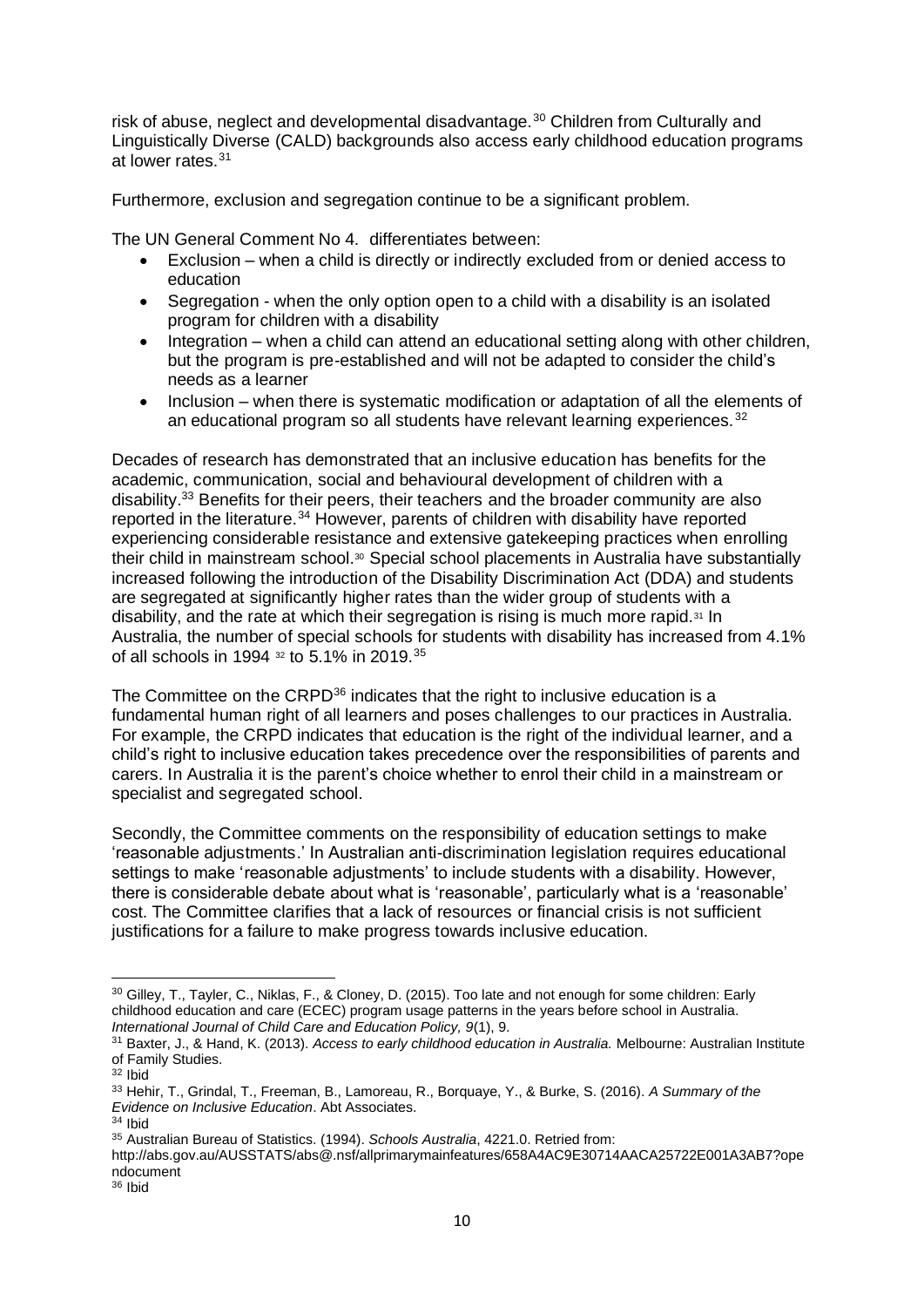risk of abuse, neglect and developmental disadvantage.[30] Children from Culturally and Linguistically Diverse (CALD) backgrounds also access early childhood education programs at lower rates.[31]

Furthermore, exclusion and segregation continue to be a significant problem.

The UN General Comment No 4. differentiates between:

- Exclusion – when a child is directly or indirectly excluded from or denied access to education
- Segregation - when the only option open to a child with a disability is an isolated program for children with a disability
- Integration – when a child can attend an educational setting along with other children, but the program is pre-established and will not be adapted to consider the child's needs as a learner
- Inclusion – when there is systematic modification or adaptation of all the elements of an educational program so all students have relevant learning experiences.[32]

Decades of research has demonstrated that an inclusive education has benefits for the academic, communication, social and behavioural development of children with a disability.[33] Benefits for their peers, their teachers and the broader community are also reported in the literature.[34] However, parents of children with disability have reported experiencing considerable resistance and extensive gatekeeping practices when enrolling their child in mainstream school.[30] Special school placements in Australia have substantially increased following the introduction of the Disability Discrimination Act (DDA) and students are segregated at significantly higher rates than the wider group of students with a disability, and the rate at which their segregation is rising is much more rapid.[31] In Australia, the number of special schools for students with disability has increased from 4.1% of all schools in 1994 [32] to 5.1% in 2019.[35]

The Committee on the CRPD[36] indicates that the right to inclusive education is a fundamental human right of all learners and poses challenges to our practices in Australia. For example, the CRPD indicates that education is the right of the individual learner, and a child's right to inclusive education takes precedence over the responsibilities of parents and carers. In Australia it is the parent's choice whether to enrol their child in a mainstream or specialist and segregated school.

Secondly, the Committee comments on the responsibility of education settings to make 'reasonable adjustments.' In Australian anti-discrimination legislation requires educational settings to make 'reasonable adjustments' to include students with a disability. However, there is considerable debate about what is 'reasonable', particularly what is a 'reasonable' cost. The Committee clarifies that a lack of resources or financial crisis is not sufficient justifications for a failure to make progress towards inclusive education.

---

[30] Gilley, T., Tayler, C., Niklas, F., & Cloney, D. (2015). Too late and not enough for some children: Early childhood education and care (ECEC) program usage patterns in the years before school in Australia. *International Journal of Child Care and Education Policy, 9*(1), 9.

[31] Baxter, J., & Hand, K. (2013). *Access to early childhood education in Australia.* Melbourne: Australian Institute of Family Studies.

[32] Ibid

[33] Hehir, T., Grindal, T., Freeman, B., Lamoreau, R., Borquaye, Y., & Burke, S. (2016). *A Summary of the Evidence on Inclusive Education*. Abt Associates.

[34] Ibid

[35] Australian Bureau of Statistics. (1994). *Schools Australia*, 4221.0. Retried from: http://abs.gov.au/AUSSTATS/abs@.nsf/allprimarymainfeatures/658A4AC9E30714AACA25722E001A3AB7?opendocument

[36] Ibid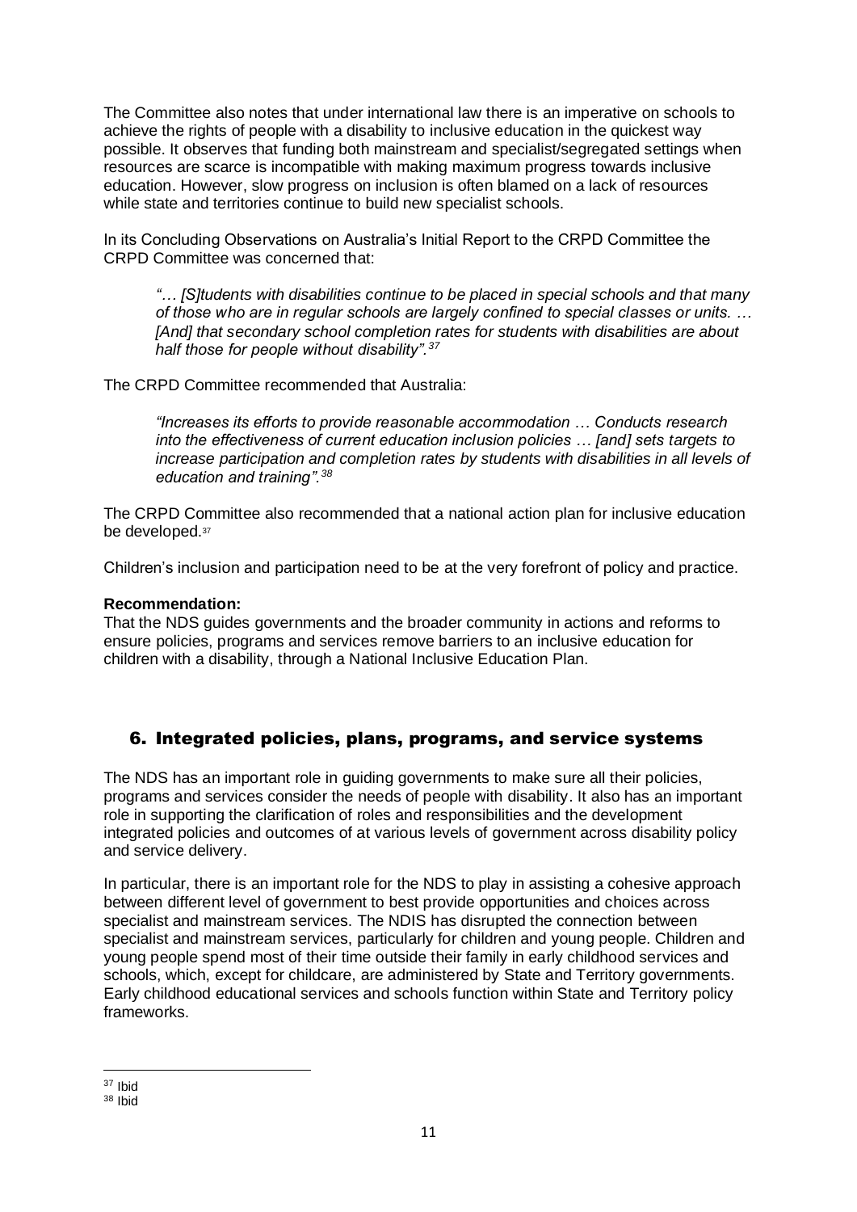The Committee also notes that under international law there is an imperative on schools to achieve the rights of people with a disability to inclusive education in the quickest way possible. It observes that funding both mainstream and specialist/segregated settings when resources are scarce is incompatible with making maximum progress towards inclusive education. However, slow progress on inclusion is often blamed on a lack of resources while state and territories continue to build new specialist schools.

In its Concluding Observations on Australia's Initial Report to the CRPD Committee the CRPD Committee was concerned that:

> *"… [S]tudents with disabilities continue to be placed in special schools and that many of those who are in regular schools are largely confined to special classes or units. … [And] that secondary school completion rates for students with disabilities are about half those for people without disability".*[37]

The CRPD Committee recommended that Australia:

> *"Increases its efforts to provide reasonable accommodation … Conducts research into the effectiveness of current education inclusion policies … [and] sets targets to increase participation and completion rates by students with disabilities in all levels of education and training".*[38]

The CRPD Committee also recommended that a national action plan for inclusive education be developed.[37]

Children's inclusion and participation need to be at the very forefront of policy and practice.

**Recommendation:**
That the NDS guides governments and the broader community in actions and reforms to ensure policies, programs and services remove barriers to an inclusive education for children with a disability, through a National Inclusive Education Plan.

## 6. Integrated policies, plans, programs, and service systems

The NDS has an important role in guiding governments to make sure all their policies, programs and services consider the needs of people with disability. It also has an important role in supporting the clarification of roles and responsibilities and the development integrated policies and outcomes of at various levels of government across disability policy and service delivery.

In particular, there is an important role for the NDS to play in assisting a cohesive approach between different level of government to best provide opportunities and choices across specialist and mainstream services. The NDIS has disrupted the connection between specialist and mainstream services, particularly for children and young people. Children and young people spend most of their time outside their family in early childhood services and schools, which, except for childcare, are administered by State and Territory governments. Early childhood educational services and schools function within State and Territory policy frameworks.

---

[37] Ibid

[38] Ibid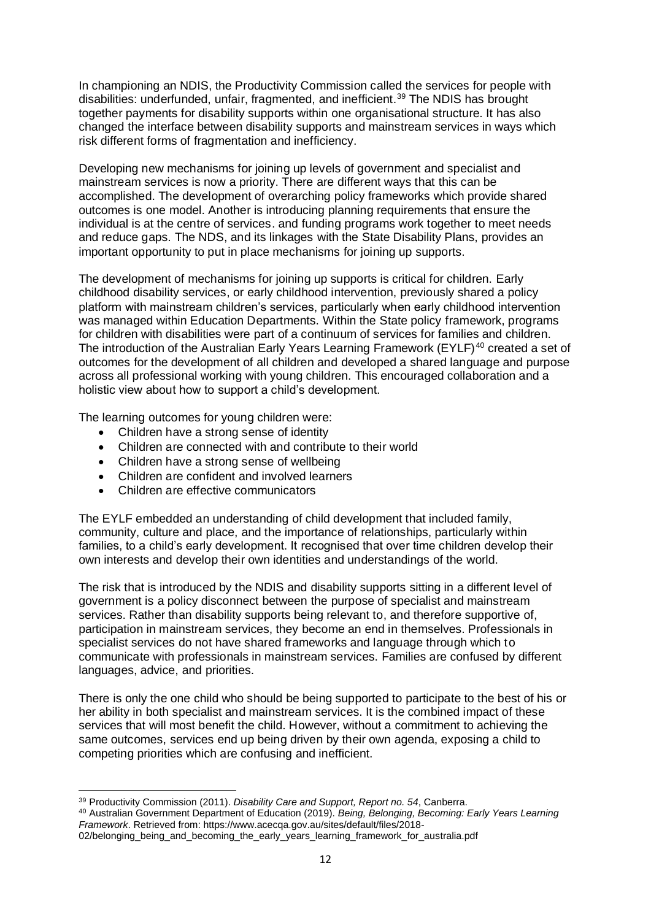In championing an NDIS, the Productivity Commission called the services for people with disabilities: underfunded, unfair, fragmented, and inefficient.[39] The NDIS has brought together payments for disability supports within one organisational structure. It has also changed the interface between disability supports and mainstream services in ways which risk different forms of fragmentation and inefficiency.

Developing new mechanisms for joining up levels of government and specialist and mainstream services is now a priority. There are different ways that this can be accomplished. The development of overarching policy frameworks which provide shared outcomes is one model. Another is introducing planning requirements that ensure the individual is at the centre of services. and funding programs work together to meet needs and reduce gaps. The NDS, and its linkages with the State Disability Plans, provides an important opportunity to put in place mechanisms for joining up supports.

The development of mechanisms for joining up supports is critical for children. Early childhood disability services, or early childhood intervention, previously shared a policy platform with mainstream children's services, particularly when early childhood intervention was managed within Education Departments. Within the State policy framework, programs for children with disabilities were part of a continuum of services for families and children. The introduction of the Australian Early Years Learning Framework (EYLF)[40] created a set of outcomes for the development of all children and developed a shared language and purpose across all professional working with young children. This encouraged collaboration and a holistic view about how to support a child's development.

The learning outcomes for young children were:

- Children have a strong sense of identity
- Children are connected with and contribute to their world
- Children have a strong sense of wellbeing
- Children are confident and involved learners
- Children are effective communicators

The EYLF embedded an understanding of child development that included family, community, culture and place, and the importance of relationships, particularly within families, to a child's early development. It recognised that over time children develop their own interests and develop their own identities and understandings of the world.

The risk that is introduced by the NDIS and disability supports sitting in a different level of government is a policy disconnect between the purpose of specialist and mainstream services. Rather than disability supports being relevant to, and therefore supportive of, participation in mainstream services, they become an end in themselves. Professionals in specialist services do not have shared frameworks and language through which to communicate with professionals in mainstream services. Families are confused by different languages, advice, and priorities.

There is only the one child who should be being supported to participate to the best of his or her ability in both specialist and mainstream services. It is the combined impact of these services that will most benefit the child. However, without a commitment to achieving the same outcomes, services end up being driven by their own agenda, exposing a child to competing priorities which are confusing and inefficient.

---

[39] Productivity Commission (2011). *Disability Care and Support, Report no. 54*, Canberra.

[40] Australian Government Department of Education (2019). *Being, Belonging, Becoming: Early Years Learning Framework*. Retrieved from: https://www.acecqa.gov.au/sites/default/files/2018-02/belonging_being_and_becoming_the_early_years_learning_framework_for_australia.pdf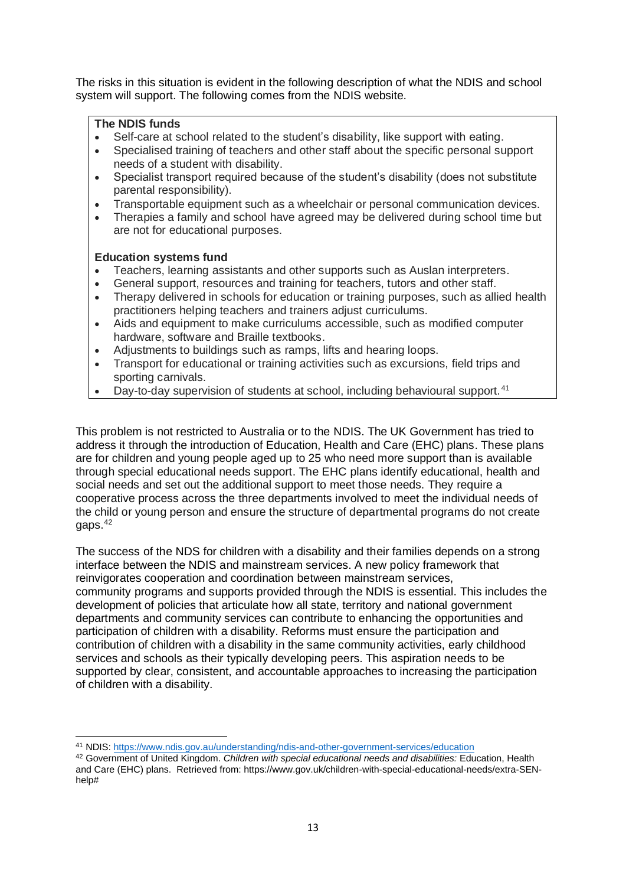The risks in this situation is evident in the following description of what the NDIS and school system will support. The following comes from the NDIS website.

> **The NDIS funds**
>
> - Self-care at school related to the student's disability, like support with eating.
> - Specialised training of teachers and other staff about the specific personal support needs of a student with disability.
> - Specialist transport required because of the student's disability (does not substitute parental responsibility).
> - Transportable equipment such as a wheelchair or personal communication devices.
> - Therapies a family and school have agreed may be delivered during school time but are not for educational purposes.
>
> **Education systems fund**
>
> - Teachers, learning assistants and other supports such as Auslan interpreters.
> - General support, resources and training for teachers, tutors and other staff.
> - Therapy delivered in schools for education or training purposes, such as allied health practitioners helping teachers and trainers adjust curriculums.
> - Aids and equipment to make curriculums accessible, such as modified computer hardware, software and Braille textbooks.
> - Adjustments to buildings such as ramps, lifts and hearing loops.
> - Transport for educational or training activities such as excursions, field trips and sporting carnivals.
> - Day-to-day supervision of students at school, including behavioural support.[41]

This problem is not restricted to Australia or to the NDIS. The UK Government has tried to address it through the introduction of Education, Health and Care (EHC) plans. These plans are for children and young people aged up to 25 who need more support than is available through special educational needs support. The EHC plans identify educational, health and social needs and set out the additional support to meet those needs. They require a cooperative process across the three departments involved to meet the individual needs of the child or young person and ensure the structure of departmental programs do not create gaps.[42]

The success of the NDS for children with a disability and their families depends on a strong interface between the NDIS and mainstream services. A new policy framework that reinvigorates cooperation and coordination between mainstream services, community programs and supports provided through the NDIS is essential. This includes the development of policies that articulate how all state, territory and national government departments and community services can contribute to enhancing the opportunities and participation of children with a disability. Reforms must ensure the participation and contribution of children with a disability in the same community activities, early childhood services and schools as their typically developing peers. This aspiration needs to be supported by clear, consistent, and accountable approaches to increasing the participation of children with a disability.

---

[41] NDIS: https://www.ndis.gov.au/understanding/ndis-and-other-government-services/education

[42] Government of United Kingdom. *Children with special educational needs and disabilities:* Education, Health and Care (EHC) plans. Retrieved from: https://www.gov.uk/children-with-special-educational-needs/extra-SEN-help#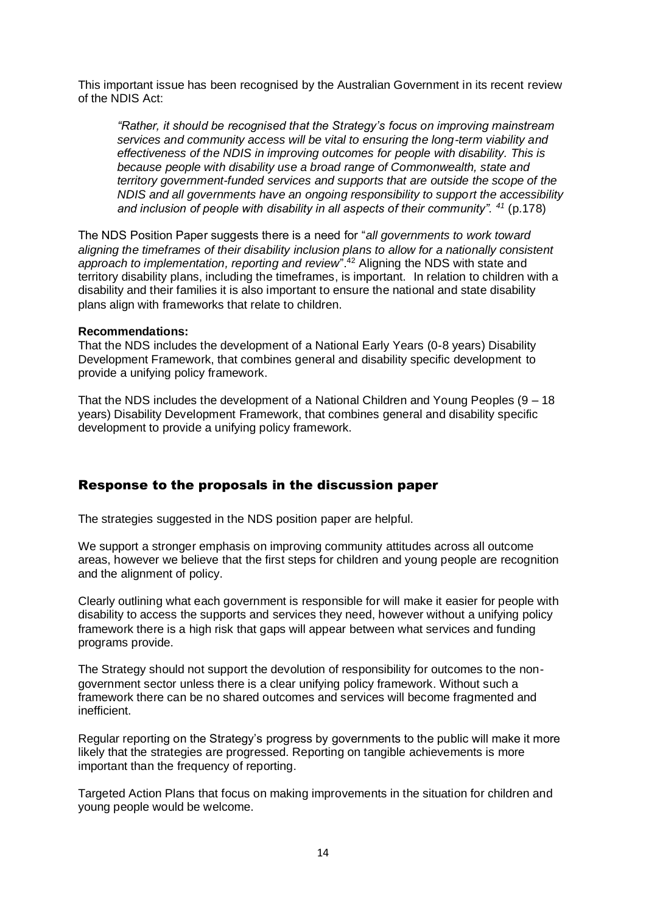This important issue has been recognised by the Australian Government in its recent review of the NDIS Act:

> *"Rather, it should be recognised that the Strategy's focus on improving mainstream services and community access will be vital to ensuring the long-term viability and effectiveness of the NDIS in improving outcomes for people with disability. This is because people with disability use a broad range of Commonwealth, state and territory government-funded services and supports that are outside the scope of the NDIS and all governments have an ongoing responsibility to support the accessibility and inclusion of people with disability in all aspects of their community". [41]* (p.178)

The NDS Position Paper suggests there is a need for "*all governments to work toward aligning the timeframes of their disability inclusion plans to allow for a nationally consistent approach to implementation, reporting and review*".[42] Aligning the NDS with state and territory disability plans, including the timeframes, is important. In relation to children with a disability and their families it is also important to ensure the national and state disability plans align with frameworks that relate to children.

**Recommendations:**

That the NDS includes the development of a National Early Years (0-8 years) Disability Development Framework, that combines general and disability specific development to provide a unifying policy framework.

That the NDS includes the development of a National Children and Young Peoples (9 – 18 years) Disability Development Framework, that combines general and disability specific development to provide a unifying policy framework.

## Response to the proposals in the discussion paper

The strategies suggested in the NDS position paper are helpful.

We support a stronger emphasis on improving community attitudes across all outcome areas, however we believe that the first steps for children and young people are recognition and the alignment of policy.

Clearly outlining what each government is responsible for will make it easier for people with disability to access the supports and services they need, however without a unifying policy framework there is a high risk that gaps will appear between what services and funding programs provide.

The Strategy should not support the devolution of responsibility for outcomes to the non-government sector unless there is a clear unifying policy framework. Without such a framework there can be no shared outcomes and services will become fragmented and inefficient.

Regular reporting on the Strategy's progress by governments to the public will make it more likely that the strategies are progressed. Reporting on tangible achievements is more important than the frequency of reporting.

Targeted Action Plans that focus on making improvements in the situation for children and young people would be welcome.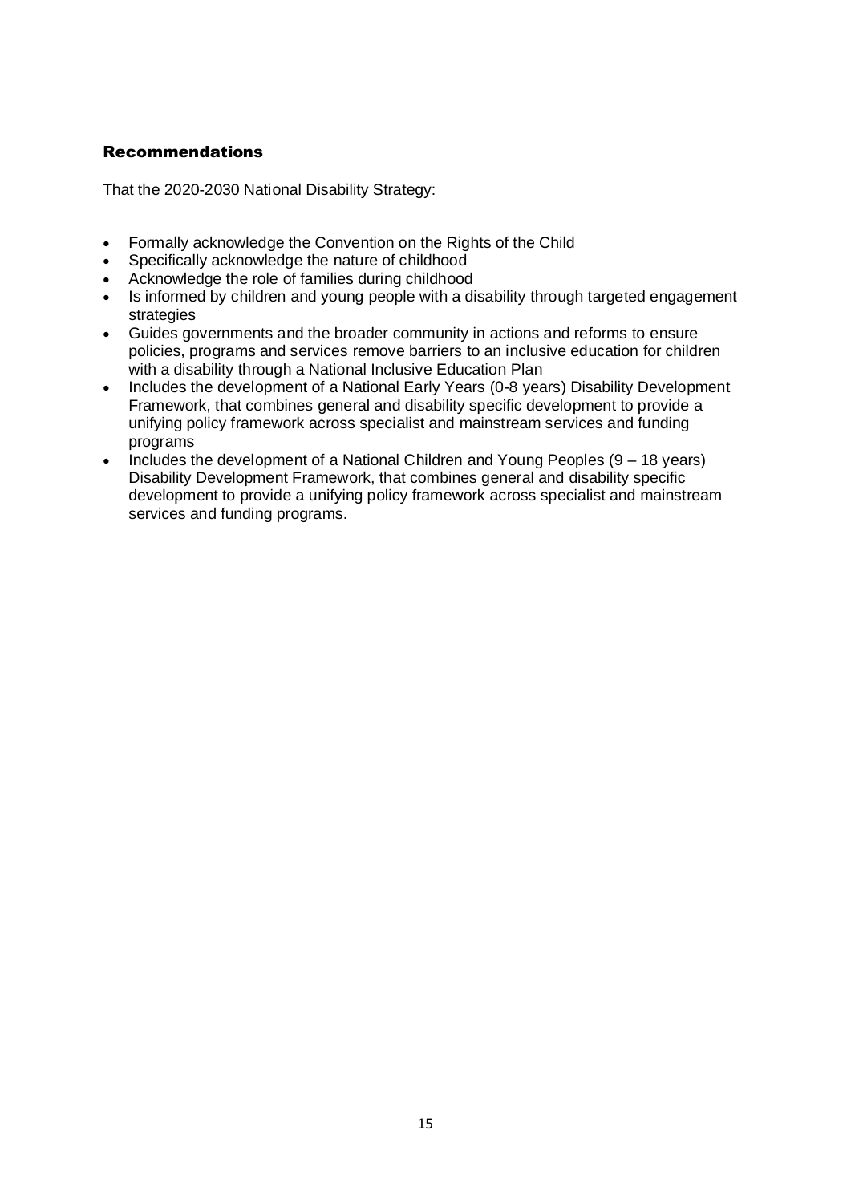## Recommendations

That the 2020-2030 National Disability Strategy:

- Formally acknowledge the Convention on the Rights of the Child
- Specifically acknowledge the nature of childhood
- Acknowledge the role of families during childhood
- Is informed by children and young people with a disability through targeted engagement strategies
- Guides governments and the broader community in actions and reforms to ensure policies, programs and services remove barriers to an inclusive education for children with a disability through a National Inclusive Education Plan
- Includes the development of a National Early Years (0-8 years) Disability Development Framework, that combines general and disability specific development to provide a unifying policy framework across specialist and mainstream services and funding programs
- Includes the development of a National Children and Young Peoples (9 – 18 years) Disability Development Framework, that combines general and disability specific development to provide a unifying policy framework across specialist and mainstream services and funding programs.